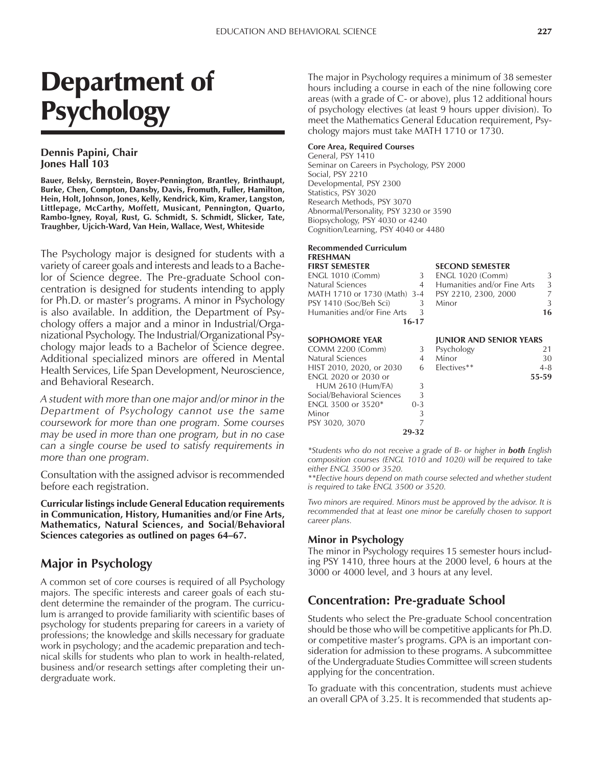# Department of Psychology

**Dennis Papini, Chair**
**Jones Hall 103**

**Bauer, Belsky, Bernstein, Boyer-Pennington, Brantley, Brinthaupt, Burke, Chen, Compton, Dansby, Davis, Fromuth, Fuller, Hamilton, Hein, Holt, Johnson, Jones, Kelly, Kendrick, Kim, Kramer, Langston, Littlepage, McCarthy, Moffett, Musicant, Pennington, Quarto, Rambo-Igney, Royal, Rust, G. Schmidt, S. Schmidt, Slicker, Tate, Traughber, Ujcich-Ward, Van Hein, Wallace, West, Whiteside**

The Psychology major is designed for students with a variety of career goals and interests and leads to a Bachelor of Science degree. The Pre-graduate School concentration is designed for students intending to apply for Ph.D. or master's programs. A minor in Psychology is also available. In addition, the Department of Psychology offers a major and a minor in Industrial/Organizational Psychology. The Industrial/Organizational Psychology major leads to a Bachelor of Science degree. Additional specialized minors are offered in Mental Health Services, Life Span Development, Neuroscience, and Behavioral Research.

*A student with more than one major and/or minor in the Department of Psychology cannot use the same coursework for more than one program. Some courses may be used in more than one program, but in no case can a single course be used to satisfy requirements in more than one program.*

Consultation with the assigned advisor is recommended before each registration.

**Curricular listings include General Education requirements in Communication, History, Humanities and/or Fine Arts, Mathematics, Natural Sciences, and Social/Behavioral Sciences categories as outlined on pages 64–67.**

## Major in Psychology

A common set of core courses is required of all Psychology majors. The specific interests and career goals of each student determine the remainder of the program. The curriculum is arranged to provide familiarity with scientific bases of psychology for students preparing for careers in a variety of professions; the knowledge and skills necessary for graduate work in psychology; and the academic preparation and technical skills for students who plan to work in health-related, business and/or research settings after completing their undergraduate work.

The major in Psychology requires a minimum of 38 semester hours including a course in each of the nine following core areas (with a grade of C- or above), plus 12 additional hours of psychology electives (at least 9 hours upper division). To meet the Mathematics General Education requirement, Psychology majors must take MATH 1710 or 1730.

**Core Area, Required Courses**
General, PSY 1410
Seminar on Careers in Psychology, PSY 2000
Social, PSY 2210
Developmental, PSY 2300
Statistics, PSY 3020
Research Methods, PSY 3070
Abnormal/Personality, PSY 3230 or 3590
Biopsychology, PSY 4030 or 4240
Cognition/Learning, PSY 4040 or 4480

**Recommended Curriculum**

**FRESHMAN**

| **FIRST SEMESTER** | | **SECOND SEMESTER** | |
|---|---|---|---|
| ENGL 1010 (Comm) | 3 | ENGL 1020 (Comm) | 3 |
| Natural Sciences | 4 | Humanities and/or Fine Arts | 3 |
| MATH 1710 or 1730 (Math) | 3-4 | PSY 2210, 2300, 2000 | 7 |
| PSY 1410 (Soc/Beh Sci) | 3 | Minor | 3 |
| Humanities and/or Fine Arts | 3 | | **16** |
| | **16-17** | | |

| **SOPHOMORE YEAR** | | **JUNIOR AND SENIOR YEARS** | |
|---|---|---|---|
| COMM 2200 (Comm) | 3 | Psychology | 21 |
| Natural Sciences | 4 | Minor | 30 |
| HIST 2010, 2020, or 2030 | 6 | Electives** | 4-8 |
| ENGL 2020 or 2030 or HUM 2610 (Hum/FA) | 3 | | **55-59** |
| Social/Behavioral Sciences | 3 | | |
| ENGL 3500 or 3520* | 0-3 | | |
| Minor | 3 | | |
| PSY 3020, 3070 | 7 | | |
| | **29-32** | | |

*\*Students who do not receive a grade of B- or higher in **both** English composition courses (ENGL 1010 and 1020) will be required to take either ENGL 3500 or 3520.*

*\*\*Elective hours depend on math course selected and whether student is required to take ENGL 3500 or 3520.*

*Two minors are required. Minors must be approved by the advisor. It is recommended that at least one minor be carefully chosen to support career plans.*

### Minor in Psychology

The minor in Psychology requires 15 semester hours including PSY 1410, three hours at the 2000 level, 6 hours at the 3000 or 4000 level, and 3 hours at any level.

## Concentration: Pre-graduate School

Students who select the Pre-graduate School concentration should be those who will be competitive applicants for Ph.D. or competitive master's programs. GPA is an important consideration for admission to these programs. A subcommittee of the Undergraduate Studies Committee will screen students applying for the concentration.

To graduate with this concentration, students must achieve an overall GPA of 3.25. It is recommended that students ap-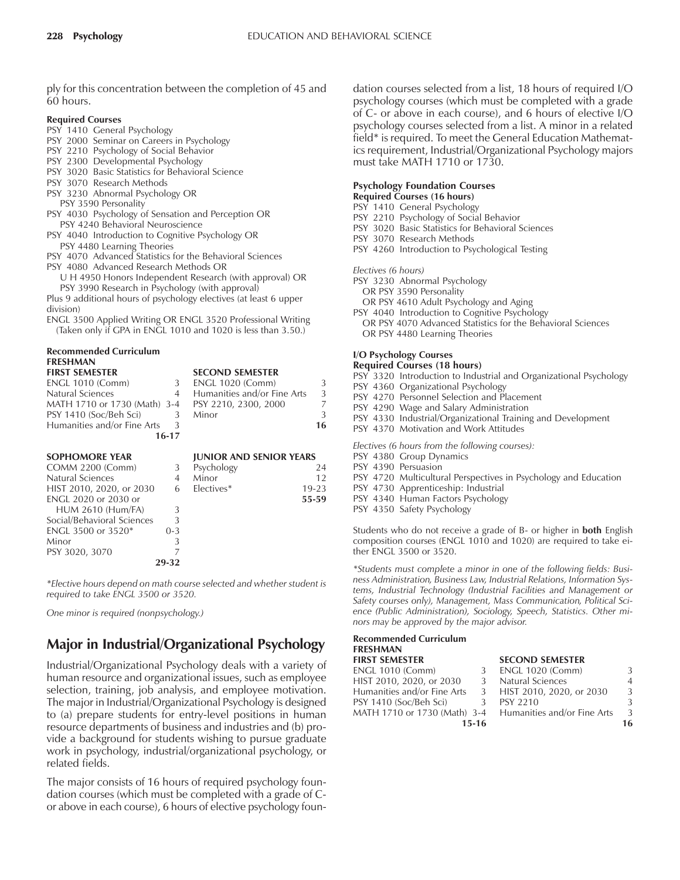ply for this concentration between the completion of 45 and 60 hours.

**Required Courses**

PSY 1410 General Psychology
PSY 2000 Seminar on Careers in Psychology
PSY 2210 Psychology of Social Behavior
PSY 2300 Developmental Psychology
PSY 3020 Basic Statistics for Behavioral Science
PSY 3070 Research Methods
PSY 3230 Abnormal Psychology OR
 PSY 3590 Personality
PSY 4030 Psychology of Sensation and Perception OR
 PSY 4240 Behavioral Neuroscience
PSY 4040 Introduction to Cognitive Psychology OR
 PSY 4480 Learning Theories
PSY 4070 Advanced Statistics for the Behavioral Sciences
PSY 4080 Advanced Research Methods OR
 U H 4950 Honors Independent Research (with approval) OR
 PSY 3990 Research in Psychology (with approval)
Plus 9 additional hours of psychology electives (at least 6 upper division)
ENGL 3500 Applied Writing OR ENGL 3520 Professional Writing
 (Taken only if GPA in ENGL 1010 and 1020 is less than 3.50.)

**Recommended Curriculum**

**FRESHMAN**

| FIRST SEMESTER | | SECOND SEMESTER | |
|---|---|---|---|
| ENGL 1010 (Comm) | 3 | ENGL 1020 (Comm) | 3 |
| Natural Sciences | 4 | Humanities and/or Fine Arts | 3 |
| MATH 1710 or 1730 (Math) | 3-4 | PSY 2210, 2300, 2000 | 7 |
| PSY 1410 (Soc/Beh Sci) | 3 | Minor | 3 |
| Humanities and/or Fine Arts | 3 | | **16** |
| | **16-17** | | |

| SOPHOMORE YEAR | | JUNIOR AND SENIOR YEARS | |
|---|---|---|---|
| COMM 2200 (Comm) | 3 | Psychology | 24 |
| Natural Sciences | 4 | Minor | 12 |
| HIST 2010, 2020, or 2030 | 6 | Electives* | 19-23 |
| ENGL 2020 or 2030 or HUM 2610 (Hum/FA) | 3 | | **55-59** |
| Social/Behavioral Sciences | 3 | | |
| ENGL 3500 or 3520* | 0-3 | | |
| Minor | 3 | | |
| PSY 3020, 3070 | 7 | | |
| | **29-32** | | |

*\*Elective hours depend on math course selected and whether student is required to take ENGL 3500 or 3520.*

*One minor is required (nonpsychology.)*

## Major in Industrial/Organizational Psychology

Industrial/Organizational Psychology deals with a variety of human resource and organizational issues, such as employee selection, training, job analysis, and employee motivation. The major in Industrial/Organizational Psychology is designed to (a) prepare students for entry-level positions in human resource departments of business and industries and (b) provide a background for students wishing to pursue graduate work in psychology, industrial/organizational psychology, or related fields.

The major consists of 16 hours of required psychology foundation courses (which must be completed with a grade of C- or above in each course), 6 hours of elective psychology foundation courses selected from a list, 18 hours of required I/O psychology courses (which must be completed with a grade of C- or above in each course), and 6 hours of elective I/O psychology courses selected from a list. A minor in a related field* is required. To meet the General Education Mathematics requirement, Industrial/Organizational Psychology majors must take MATH 1710 or 1730.

**Psychology Foundation Courses**

**Required Courses (16 hours)**

PSY 1410 General Psychology
PSY 2210 Psychology of Social Behavior
PSY 3020 Basic Statistics for Behavioral Sciences
PSY 3070 Research Methods
PSY 4260 Introduction to Psychological Testing

*Electives (6 hours)*

PSY 3230 Abnormal Psychology
 OR PSY 3590 Personality
 OR PSY 4610 Adult Psychology and Aging
PSY 4040 Introduction to Cognitive Psychology
 OR PSY 4070 Advanced Statistics for the Behavioral Sciences
 OR PSY 4480 Learning Theories

**I/O Psychology Courses**

**Required Courses (18 hours)**

PSY 3320 Introduction to Industrial and Organizational Psychology
PSY 4360 Organizational Psychology
PSY 4270 Personnel Selection and Placement
PSY 4290 Wage and Salary Administration
PSY 4330 Industrial/Organizational Training and Development
PSY 4370 Motivation and Work Attitudes

*Electives (6 hours from the following courses):*

PSY 4380 Group Dynamics
PSY 4390 Persuasion
PSY 4720 Multicultural Perspectives in Psychology and Education
PSY 4730 Apprenticeship: Industrial
PSY 4340 Human Factors Psychology
PSY 4350 Safety Psychology

Students who do not receive a grade of B- or higher in **both** English composition courses (ENGL 1010 and 1020) are required to take either ENGL 3500 or 3520.

*\*Students must complete a minor in one of the following fields: Business Administration, Business Law, Industrial Relations, Information Systems, Industrial Technology (Industrial Facilities and Management or Safety courses only), Management, Mass Communication, Political Science (Public Administration), Sociology, Speech, Statistics. Other minors may be approved by the major advisor.*

**Recommended Curriculum**

**FRESHMAN**

| FIRST SEMESTER | | SECOND SEMESTER | |
|---|---|---|---|
| ENGL 1010 (Comm) | 3 | ENGL 1020 (Comm) | 3 |
| HIST 2010, 2020, or 2030 | 3 | Natural Sciences | 4 |
| Humanities and/or Fine Arts | 3 | HIST 2010, 2020, or 2030 | 3 |
| PSY 1410 (Soc/Beh Sci) | 3 | PSY 2210 | 3 |
| MATH 1710 or 1730 (Math) | 3-4 | Humanities and/or Fine Arts | 3 |
| | **15-16** | | **16** |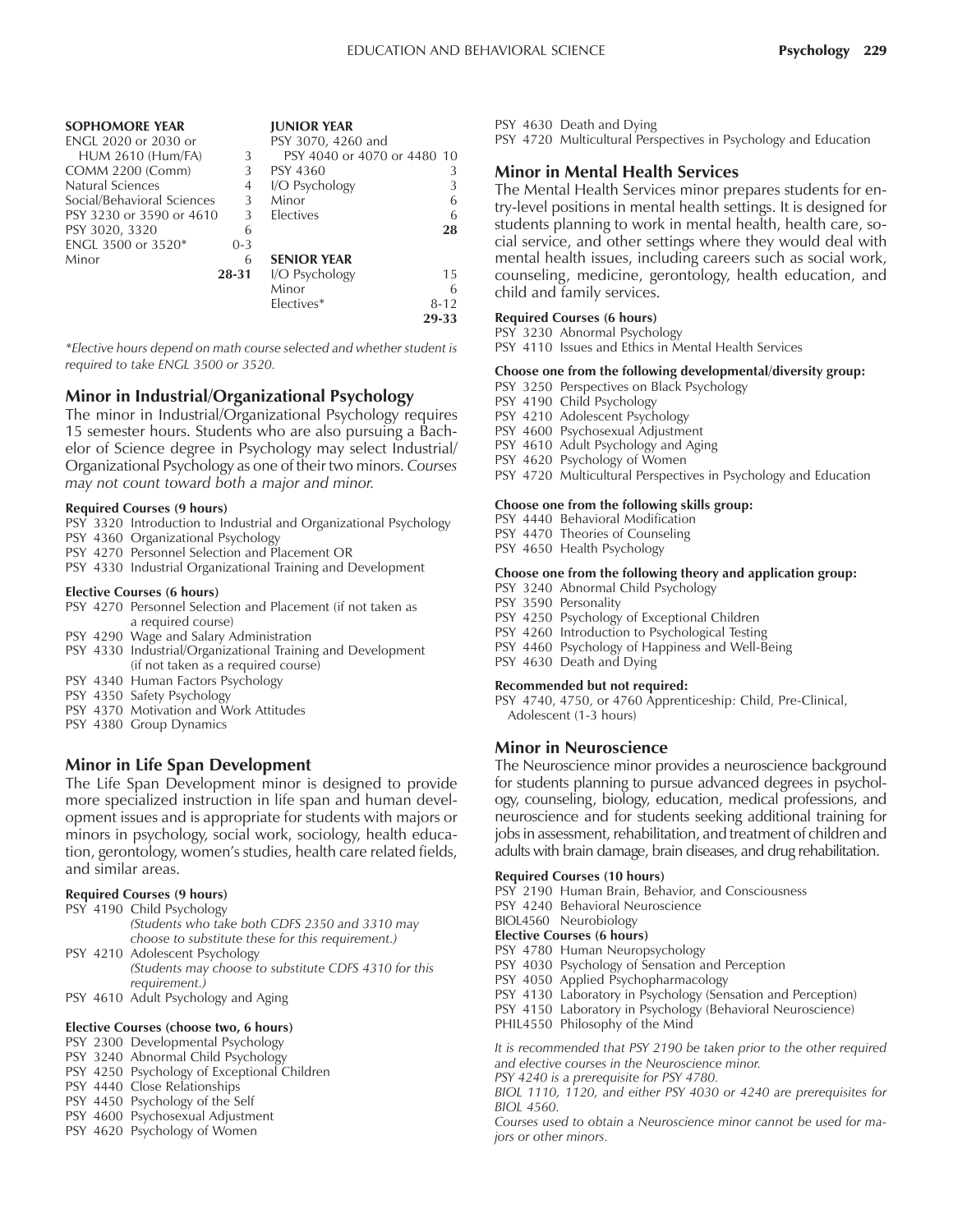| SOPHOMORE YEAR | | JUNIOR YEAR | |
|---|---|---|---|
| ENGL 2020 or 2030 or HUM 2610 (Hum/FA) | 3 | PSY 3070, 4260 and PSY 4040 or 4070 or 4480 | 10 |
| COMM 2200 (Comm) | 3 | PSY 4360 | 3 |
| Natural Sciences | 4 | I/O Psychology | 3 |
| Social/Behavioral Sciences | 3 | Minor | 6 |
| PSY 3230 or 3590 or 4610 | 3 | Electives | 6 |
| PSY 3020, 3320 | 6 | | **28** |
| ENGL 3500 or 3520* | 0-3 | | |
| Minor | 6 | **SENIOR YEAR** | |
| | **28-31** | I/O Psychology | 15 |
| | | Minor | 6 |
| | | Electives* | 8-12 |
| | | | **29-33** |

*\*Elective hours depend on math course selected and whether student is required to take ENGL 3500 or 3520.*

## Minor in Industrial/Organizational Psychology

The minor in Industrial/Organizational Psychology requires 15 semester hours. Students who are also pursuing a Bachelor of Science degree in Psychology may select Industrial/Organizational Psychology as one of their two minors. *Courses may not count toward both a major and minor.*

**Required Courses (9 hours)**

PSY 3320 Introduction to Industrial and Organizational Psychology
PSY 4360 Organizational Psychology
PSY 4270 Personnel Selection and Placement OR
PSY 4330 Industrial Organizational Training and Development

**Elective Courses (6 hours)**

PSY 4270 Personnel Selection and Placement (if not taken as a required course)
PSY 4290 Wage and Salary Administration
PSY 4330 Industrial/Organizational Training and Development (if not taken as a required course)
PSY 4340 Human Factors Psychology
PSY 4350 Safety Psychology
PSY 4370 Motivation and Work Attitudes
PSY 4380 Group Dynamics

## Minor in Life Span Development

The Life Span Development minor is designed to provide more specialized instruction in life span and human development issues and is appropriate for students with majors or minors in psychology, social work, sociology, health education, gerontology, women's studies, health care related fields, and similar areas.

**Required Courses (9 hours)**

PSY 4190 Child Psychology
*(Students who take both CDFS 2350 and 3310 may choose to substitute these for this requirement.)*
PSY 4210 Adolescent Psychology
*(Students may choose to substitute CDFS 4310 for this requirement.)*
PSY 4610 Adult Psychology and Aging

**Elective Courses (choose two, 6 hours)**

PSY 2300 Developmental Psychology
PSY 3240 Abnormal Child Psychology
PSY 4250 Psychology of Exceptional Children
PSY 4440 Close Relationships
PSY 4450 Psychology of the Self
PSY 4600 Psychosexual Adjustment
PSY 4620 Psychology of Women
PSY 4630 Death and Dying
PSY 4720 Multicultural Perspectives in Psychology and Education

## Minor in Mental Health Services

The Mental Health Services minor prepares students for entry-level positions in mental health settings. It is designed for students planning to work in mental health, health care, social service, and other settings where they would deal with mental health issues, including careers such as social work, counseling, medicine, gerontology, health education, and child and family services.

**Required Courses (6 hours)**

PSY 3230 Abnormal Psychology
PSY 4110 Issues and Ethics in Mental Health Services

**Choose one from the following developmental/diversity group:**

PSY 3250 Perspectives on Black Psychology
PSY 4190 Child Psychology
PSY 4210 Adolescent Psychology
PSY 4600 Psychosexual Adjustment
PSY 4610 Adult Psychology and Aging
PSY 4620 Psychology of Women
PSY 4720 Multicultural Perspectives in Psychology and Education

**Choose one from the following skills group:**

PSY 4440 Behavioral Modification
PSY 4470 Theories of Counseling
PSY 4650 Health Psychology

**Choose one from the following theory and application group:**

PSY 3240 Abnormal Child Psychology
PSY 3590 Personality
PSY 4250 Psychology of Exceptional Children
PSY 4260 Introduction to Psychological Testing
PSY 4460 Psychology of Happiness and Well-Being
PSY 4630 Death and Dying

**Recommended but not required:**

PSY 4740, 4750, or 4760 Apprenticeship: Child, Pre-Clinical, Adolescent (1-3 hours)

## Minor in Neuroscience

The Neuroscience minor provides a neuroscience background for students planning to pursue advanced degrees in psychology, counseling, biology, education, medical professions, and neuroscience and for students seeking additional training for jobs in assessment, rehabilitation, and treatment of children and adults with brain damage, brain diseases, and drug rehabilitation.

**Required Courses (10 hours)**

PSY 2190 Human Brain, Behavior, and Consciousness
PSY 4240 Behavioral Neuroscience
BIOL4560 Neurobiology

**Elective Courses (6 hours)**

PSY 4780 Human Neuropsychology
PSY 4030 Psychology of Sensation and Perception
PSY 4050 Applied Psychopharmacology
PSY 4130 Laboratory in Psychology (Sensation and Perception)
PSY 4150 Laboratory in Psychology (Behavioral Neuroscience)
PHIL4550 Philosophy of the Mind

*It is recommended that PSY 2190 be taken prior to the other required and elective courses in the Neuroscience minor.*
*PSY 4240 is a prerequisite for PSY 4780.*
*BIOL 1110, 1120, and either PSY 4030 or 4240 are prerequisites for BIOL 4560.*
*Courses used to obtain a Neuroscience minor cannot be used for majors or other minors.*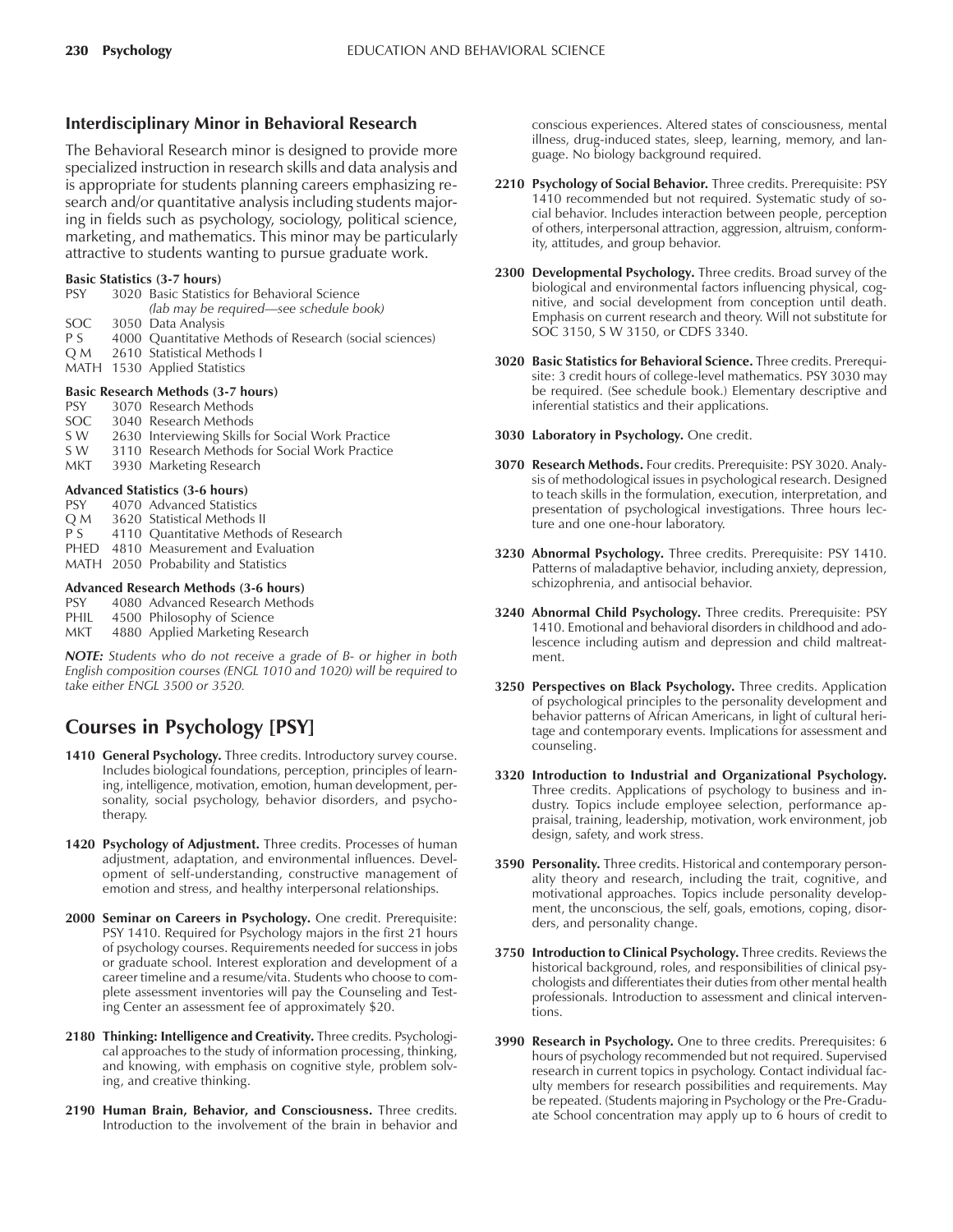### Interdisciplinary Minor in Behavioral Research

The Behavioral Research minor is designed to provide more specialized instruction in research skills and data analysis and is appropriate for students planning careers emphasizing research and/or quantitative analysis including students majoring in fields such as psychology, sociology, political science, marketing, and mathematics. This minor may be particularly attractive to students wanting to pursue graduate work.

**Basic Statistics (3-7 hours)**

| | | |
|---|---|---|
| PSY | 3020 | Basic Statistics for Behavioral Science *(lab may be required—see schedule book)* |
| SOC | 3050 | Data Analysis |
| P S | 4000 | Quantitative Methods of Research (social sciences) |
| Q M | 2610 | Statistical Methods I |
| MATH | 1530 | Applied Statistics |

**Basic Research Methods (3-7 hours)**

| | | |
|---|---|---|
| PSY | 3070 | Research Methods |
| SOC | 3040 | Research Methods |
| S W | 2630 | Interviewing Skills for Social Work Practice |
| S W | 3110 | Research Methods for Social Work Practice |
| MKT | 3930 | Marketing Research |

**Advanced Statistics (3-6 hours)**

| | | |
|---|---|---|
| PSY | 4070 | Advanced Statistics |
| Q M | 3620 | Statistical Methods II |
| P S | 4110 | Quantitative Methods of Research |
| PHED | 4810 | Measurement and Evaluation |
| MATH | 2050 | Probability and Statistics |

**Advanced Research Methods (3-6 hours)**

| | | |
|---|---|---|
| PSY | 4080 | Advanced Research Methods |
| PHIL | 4500 | Philosophy of Science |
| MKT | 4880 | Applied Marketing Research |

***NOTE:*** *Students who do not receive a grade of B- or higher in both English composition courses (ENGL 1010 and 1020) will be required to take either ENGL 3500 or 3520.*

## Courses in Psychology [PSY]

**1410 General Psychology.** Three credits. Introductory survey course. Includes biological foundations, perception, principles of learning, intelligence, motivation, emotion, human development, personality, social psychology, behavior disorders, and psychotherapy.

**1420 Psychology of Adjustment.** Three credits. Processes of human adjustment, adaptation, and environmental influences. Development of self-understanding, constructive management of emotion and stress, and healthy interpersonal relationships.

**2000 Seminar on Careers in Psychology.** One credit. Prerequisite: PSY 1410. Required for Psychology majors in the first 21 hours of psychology courses. Requirements needed for success in jobs or graduate school. Interest exploration and development of a career timeline and a resume/vita. Students who choose to complete assessment inventories will pay the Counseling and Testing Center an assessment fee of approximately $20.

**2180 Thinking: Intelligence and Creativity.** Three credits. Psychological approaches to the study of information processing, thinking, and knowing, with emphasis on cognitive style, problem solving, and creative thinking.

**2190 Human Brain, Behavior, and Consciousness.** Three credits. Introduction to the involvement of the brain in behavior and conscious experiences. Altered states of consciousness, mental illness, drug-induced states, sleep, learning, memory, and language. No biology background required.

**2210 Psychology of Social Behavior.** Three credits. Prerequisite: PSY 1410 recommended but not required. Systematic study of social behavior. Includes interaction between people, perception of others, interpersonal attraction, aggression, altruism, conformity, attitudes, and group behavior.

**2300 Developmental Psychology.** Three credits. Broad survey of the biological and environmental factors influencing physical, cognitive, and social development from conception until death. Emphasis on current research and theory. Will not substitute for SOC 3150, S W 3150, or CDFS 3340.

**3020 Basic Statistics for Behavioral Science.** Three credits. Prerequisite: 3 credit hours of college-level mathematics. PSY 3030 may be required. (See schedule book.) Elementary descriptive and inferential statistics and their applications.

**3030 Laboratory in Psychology.** One credit.

**3070 Research Methods.** Four credits. Prerequisite: PSY 3020. Analysis of methodological issues in psychological research. Designed to teach skills in the formulation, execution, interpretation, and presentation of psychological investigations. Three hours lecture and one one-hour laboratory.

**3230 Abnormal Psychology.** Three credits. Prerequisite: PSY 1410. Patterns of maladaptive behavior, including anxiety, depression, schizophrenia, and antisocial behavior.

**3240 Abnormal Child Psychology.** Three credits. Prerequisite: PSY 1410. Emotional and behavioral disorders in childhood and adolescence including autism and depression and child maltreatment.

**3250 Perspectives on Black Psychology.** Three credits. Application of psychological principles to the personality development and behavior patterns of African Americans, in light of cultural heritage and contemporary events. Implications for assessment and counseling.

**3320 Introduction to Industrial and Organizational Psychology.** Three credits. Applications of psychology to business and industry. Topics include employee selection, performance appraisal, training, leadership, motivation, work environment, job design, safety, and work stress.

**3590 Personality.** Three credits. Historical and contemporary personality theory and research, including the trait, cognitive, and motivational approaches. Topics include personality development, the unconscious, the self, goals, emotions, coping, disorders, and personality change.

**3750 Introduction to Clinical Psychology.** Three credits. Reviews the historical background, roles, and responsibilities of clinical psychologists and differentiates their duties from other mental health professionals. Introduction to assessment and clinical interventions.

**3990 Research in Psychology.** One to three credits. Prerequisites: 6 hours of psychology recommended but not required. Supervised research in current topics in psychology. Contact individual faculty members for research possibilities and requirements. May be repeated. (Students majoring in Psychology or the Pre-Graduate School concentration may apply up to 6 hours of credit to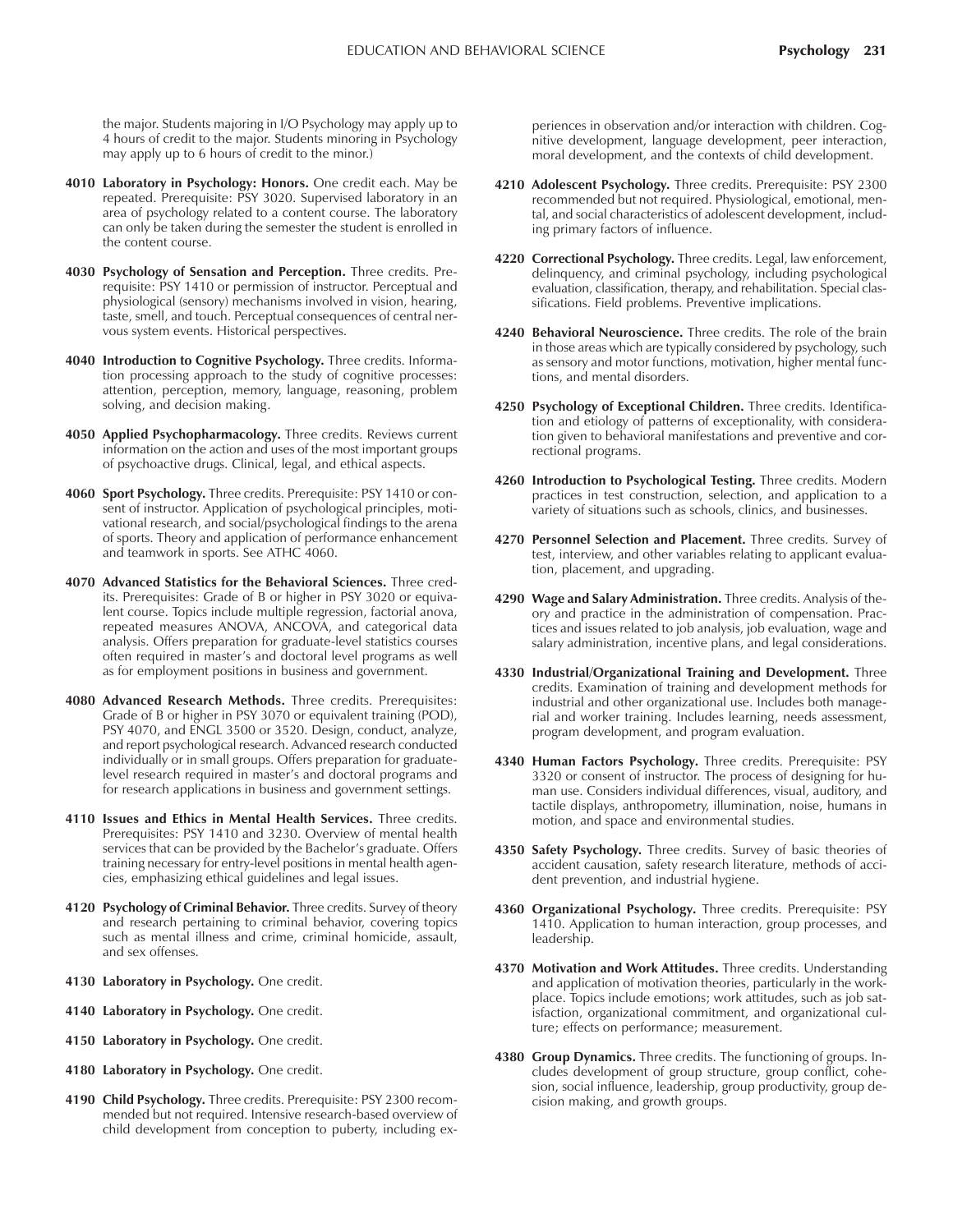the major. Students majoring in I/O Psychology may apply up to 4 hours of credit to the major. Students minoring in Psychology may apply up to 6 hours of credit to the minor.)

**4010 Laboratory in Psychology: Honors.** One credit each. May be repeated. Prerequisite: PSY 3020. Supervised laboratory in an area of psychology related to a content course. The laboratory can only be taken during the semester the student is enrolled in the content course.

**4030 Psychology of Sensation and Perception.** Three credits. Prerequisite: PSY 1410 or permission of instructor. Perceptual and physiological (sensory) mechanisms involved in vision, hearing, taste, smell, and touch. Perceptual consequences of central nervous system events. Historical perspectives.

**4040 Introduction to Cognitive Psychology.** Three credits. Information processing approach to the study of cognitive processes: attention, perception, memory, language, reasoning, problem solving, and decision making.

**4050 Applied Psychopharmacology.** Three credits. Reviews current information on the action and uses of the most important groups of psychoactive drugs. Clinical, legal, and ethical aspects.

**4060 Sport Psychology.** Three credits. Prerequisite: PSY 1410 or consent of instructor. Application of psychological principles, motivational research, and social/psychological findings to the arena of sports. Theory and application of performance enhancement and teamwork in sports. See ATHC 4060.

**4070 Advanced Statistics for the Behavioral Sciences.** Three credits. Prerequisites: Grade of B or higher in PSY 3020 or equivalent course. Topics include multiple regression, factorial anova, repeated measures ANOVA, ANCOVA, and categorical data analysis. Offers preparation for graduate-level statistics courses often required in master's and doctoral level programs as well as for employment positions in business and government.

**4080 Advanced Research Methods.** Three credits. Prerequisites: Grade of B or higher in PSY 3070 or equivalent training (POD), PSY 4070, and ENGL 3500 or 3520. Design, conduct, analyze, and report psychological research. Advanced research conducted individually or in small groups. Offers preparation for graduate-level research required in master's and doctoral programs and for research applications in business and government settings.

**4110 Issues and Ethics in Mental Health Services.** Three credits. Prerequisites: PSY 1410 and 3230. Overview of mental health services that can be provided by the Bachelor's graduate. Offers training necessary for entry-level positions in mental health agencies, emphasizing ethical guidelines and legal issues.

**4120 Psychology of Criminal Behavior.** Three credits. Survey of theory and research pertaining to criminal behavior, covering topics such as mental illness and crime, criminal homicide, assault, and sex offenses.

**4130 Laboratory in Psychology.** One credit.

**4140 Laboratory in Psychology.** One credit.

**4150 Laboratory in Psychology.** One credit.

**4180 Laboratory in Psychology.** One credit.

**4190 Child Psychology.** Three credits. Prerequisite: PSY 2300 recommended but not required. Intensive research-based overview of child development from conception to puberty, including experiences in observation and/or interaction with children. Cognitive development, language development, peer interaction, moral development, and the contexts of child development.

**4210 Adolescent Psychology.** Three credits. Prerequisite: PSY 2300 recommended but not required. Physiological, emotional, mental, and social characteristics of adolescent development, including primary factors of influence.

**4220 Correctional Psychology.** Three credits. Legal, law enforcement, delinquency, and criminal psychology, including psychological evaluation, classification, therapy, and rehabilitation. Special classifications. Field problems. Preventive implications.

**4240 Behavioral Neuroscience.** Three credits. The role of the brain in those areas which are typically considered by psychology, such as sensory and motor functions, motivation, higher mental functions, and mental disorders.

**4250 Psychology of Exceptional Children.** Three credits. Identification and etiology of patterns of exceptionality, with consideration given to behavioral manifestations and preventive and correctional programs.

**4260 Introduction to Psychological Testing.** Three credits. Modern practices in test construction, selection, and application to a variety of situations such as schools, clinics, and businesses.

**4270 Personnel Selection and Placement.** Three credits. Survey of test, interview, and other variables relating to applicant evaluation, placement, and upgrading.

**4290 Wage and Salary Administration.** Three credits. Analysis of theory and practice in the administration of compensation. Practices and issues related to job analysis, job evaluation, wage and salary administration, incentive plans, and legal considerations.

**4330 Industrial/Organizational Training and Development.** Three credits. Examination of training and development methods for industrial and other organizational use. Includes both managerial and worker training. Includes learning, needs assessment, program development, and program evaluation.

**4340 Human Factors Psychology.** Three credits. Prerequisite: PSY 3320 or consent of instructor. The process of designing for human use. Considers individual differences, visual, auditory, and tactile displays, anthropometry, illumination, noise, humans in motion, and space and environmental studies.

**4350 Safety Psychology.** Three credits. Survey of basic theories of accident causation, safety research literature, methods of accident prevention, and industrial hygiene.

**4360 Organizational Psychology.** Three credits. Prerequisite: PSY 1410. Application to human interaction, group processes, and leadership.

**4370 Motivation and Work Attitudes.** Three credits. Understanding and application of motivation theories, particularly in the workplace. Topics include emotions; work attitudes, such as job satisfaction, organizational commitment, and organizational culture; effects on performance; measurement.

**4380 Group Dynamics.** Three credits. The functioning of groups. Includes development of group structure, group conflict, cohesion, social influence, leadership, group productivity, group decision making, and growth groups.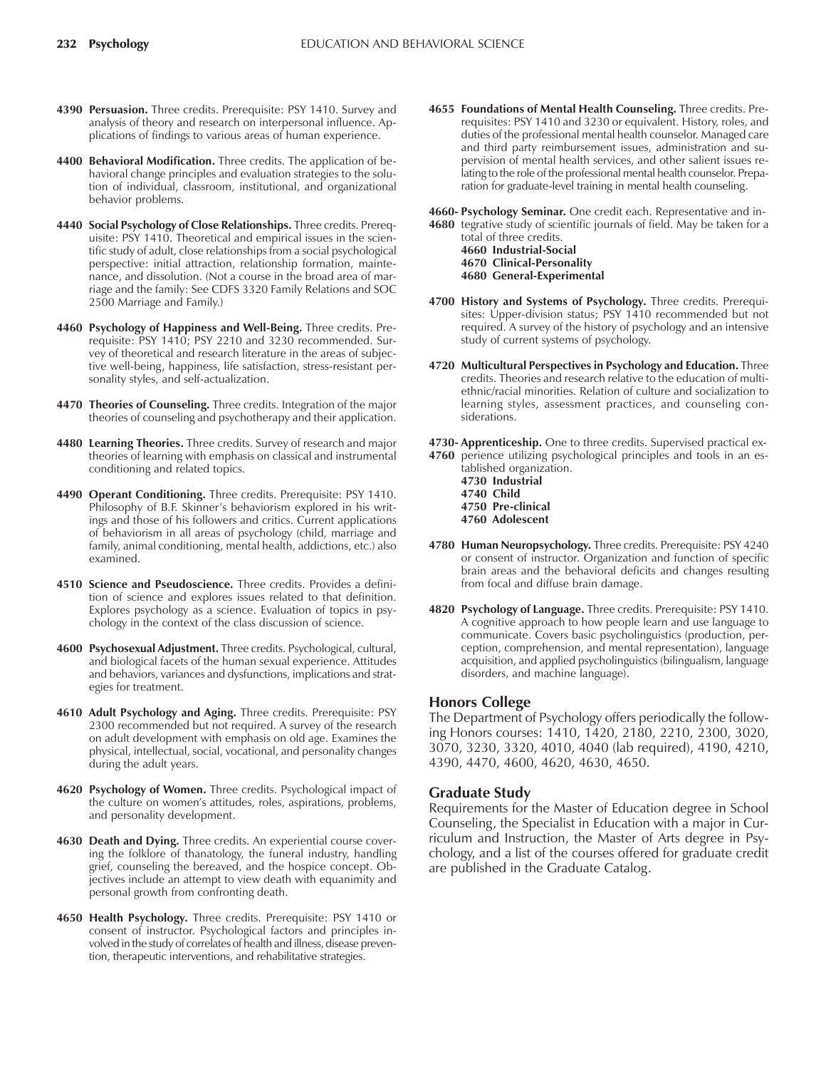**4390 Persuasion.** Three credits. Prerequisite: PSY 1410. Survey and analysis of theory and research on interpersonal influence. Applications of findings to various areas of human experience.

**4400 Behavioral Modification.** Three credits. The application of behavioral change principles and evaluation strategies to the solution of individual, classroom, institutional, and organizational behavior problems.

**4440 Social Psychology of Close Relationships.** Three credits. Prerequisite: PSY 1410. Theoretical and empirical issues in the scientific study of adult, close relationships from a social psychological perspective: initial attraction, relationship formation, maintenance, and dissolution. (Not a course in the broad area of marriage and the family: See CDFS 3320 Family Relations and SOC 2500 Marriage and Family.)

**4460 Psychology of Happiness and Well-Being.** Three credits. Prerequisite: PSY 1410; PSY 2210 and 3230 recommended. Survey of theoretical and research literature in the areas of subjective well-being, happiness, life satisfaction, stress-resistant personality styles, and self-actualization.

**4470 Theories of Counseling.** Three credits. Integration of the major theories of counseling and psychotherapy and their application.

**4480 Learning Theories.** Three credits. Survey of research and major theories of learning with emphasis on classical and instrumental conditioning and related topics.

**4490 Operant Conditioning.** Three credits. Prerequisite: PSY 1410. Philosophy of B.F. Skinner's behaviorism explored in his writings and those of his followers and critics. Current applications of behaviorism in all areas of psychology (child, marriage and family, animal conditioning, mental health, addictions, etc.) also examined.

**4510 Science and Pseudoscience.** Three credits. Provides a definition of science and explores issues related to that definition. Explores psychology as a science. Evaluation of topics in psychology in the context of the class discussion of science.

**4600 Psychosexual Adjustment.** Three credits. Psychological, cultural, and biological facets of the human sexual experience. Attitudes and behaviors, variances and dysfunctions, implications and strategies for treatment.

**4610 Adult Psychology and Aging.** Three credits. Prerequisite: PSY 2300 recommended but not required. A survey of the research on adult development with emphasis on old age. Examines the physical, intellectual, social, vocational, and personality changes during the adult years.

**4620 Psychology of Women.** Three credits. Psychological impact of the culture on women's attitudes, roles, aspirations, problems, and personality development.

**4630 Death and Dying.** Three credits. An experiential course covering the folklore of thanatology, the funeral industry, handling grief, counseling the bereaved, and the hospice concept. Objectives include an attempt to view death with equanimity and personal growth from confronting death.

**4650 Health Psychology.** Three credits. Prerequisite: PSY 1410 or consent of instructor. Psychological factors and principles involved in the study of correlates of health and illness, disease prevention, therapeutic interventions, and rehabilitative strategies.

**4655 Foundations of Mental Health Counseling.** Three credits. Prerequisites: PSY 1410 and 3230 or equivalent. History, roles, and duties of the professional mental health counselor. Managed care and third party reimbursement issues, administration and supervision of mental health services, and other salient issues relating to the role of the professional mental health counselor. Preparation for graduate-level training in mental health counseling.

**4660-4680 Psychology Seminar.** One credit each. Representative and integrative study of scientific journals of field. May be taken for a total of three credits.
- **4660 Industrial-Social**
- **4670 Clinical-Personality**
- **4680 General-Experimental**

**4700 History and Systems of Psychology.** Three credits. Prerequisites: Upper-division status; PSY 1410 recommended but not required. A survey of the history of psychology and an intensive study of current systems of psychology.

**4720 Multicultural Perspectives in Psychology and Education.** Three credits. Theories and research relative to the education of multi-ethnic/racial minorities. Relation of culture and socialization to learning styles, assessment practices, and counseling considerations.

**4730-4760 Apprenticeship.** One to three credits. Supervised practical experience utilizing psychological principles and tools in an established organization.
- **4730 Industrial**
- **4740 Child**
- **4750 Pre-clinical**
- **4760 Adolescent**

**4780 Human Neuropsychology.** Three credits. Prerequisite: PSY 4240 or consent of instructor. Organization and function of specific brain areas and the behavioral deficits and changes resulting from focal and diffuse brain damage.

**4820 Psychology of Language.** Three credits. Prerequisite: PSY 1410. A cognitive approach to how people learn and use language to communicate. Covers basic psycholinguistics (production, perception, comprehension, and mental representation), language acquisition, and applied psycholinguistics (bilingualism, language disorders, and machine language).

## Honors College

The Department of Psychology offers periodically the following Honors courses: 1410, 1420, 2180, 2210, 2300, 3020, 3070, 3230, 3320, 4010, 4040 (lab required), 4190, 4210, 4390, 4470, 4600, 4620, 4630, 4650.

## Graduate Study

Requirements for the Master of Education degree in School Counseling, the Specialist in Education with a major in Curriculum and Instruction, the Master of Arts degree in Psychology, and a list of the courses offered for graduate credit are published in the Graduate Catalog.